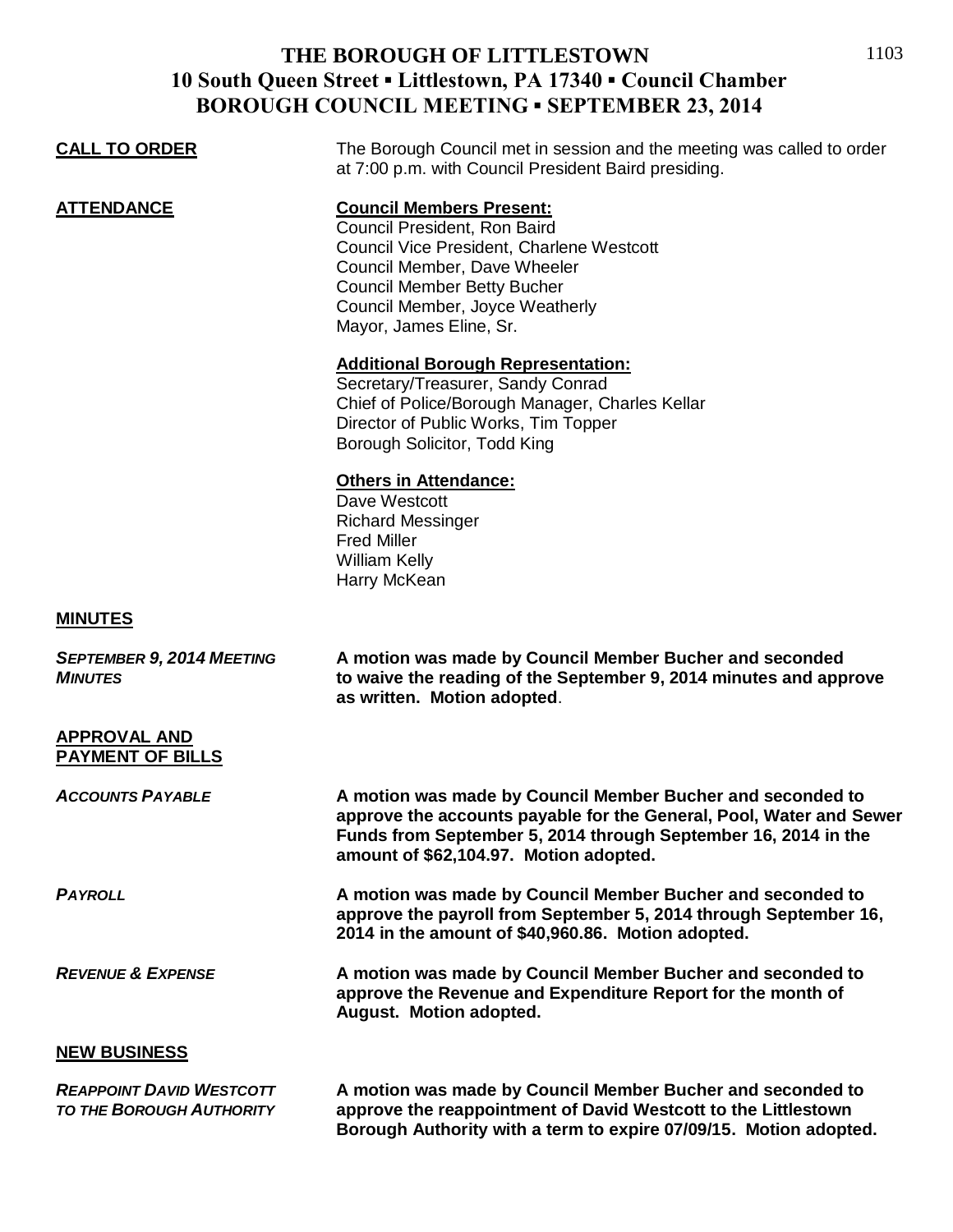# THE BOROUGH OF LITTLESTOWN
## 10 South Queen Street ▪ Littlestown, PA 17340 ▪ Council Chamber
## BOROUGH COUNCIL MEETING ▪ SEPTEMBER 23, 2014

**CALL TO ORDER**

The Borough Council met in session and the meeting was called to order at 7:00 p.m. with Council President Baird presiding.

**ATTENDANCE**

**Council Members Present:**
Council President, Ron Baird
Council Vice President, Charlene Westcott
Council Member, Dave Wheeler
Council Member Betty Bucher
Council Member, Joyce Weatherly
Mayor, James Eline, Sr.

**Additional Borough Representation:**
Secretary/Treasurer, Sandy Conrad
Chief of Police/Borough Manager, Charles Kellar
Director of Public Works, Tim Topper
Borough Solicitor, Todd King

**Others in Attendance:**
Dave Westcott
Richard Messinger
Fred Miller
William Kelly
Harry McKean

**MINUTES**

***SEPTEMBER 9, 2014 MEETING MINUTES***

**A motion was made by Council Member Bucher and seconded to waive the reading of the September 9, 2014 minutes and approve as written. Motion adopted**.

**APPROVAL AND PAYMENT OF BILLS**

***ACCOUNTS PAYABLE***

**A motion was made by Council Member Bucher and seconded to approve the accounts payable for the General, Pool, Water and Sewer Funds from September 5, 2014 through September 16, 2014 in the amount of $62,104.97. Motion adopted.**

***PAYROLL***

**A motion was made by Council Member Bucher and seconded to approve the payroll from September 5, 2014 through September 16, 2014 in the amount of $40,960.86. Motion adopted.**

***REVENUE & EXPENSE***

**A motion was made by Council Member Bucher and seconded to approve the Revenue and Expenditure Report for the month of August. Motion adopted.**

**NEW BUSINESS**

***REAPPOINT DAVID WESTCOTT TO THE BOROUGH AUTHORITY***

**A motion was made by Council Member Bucher and seconded to approve the reappointment of David Westcott to the Littlestown Borough Authority with a term to expire 07/09/15. Motion adopted.**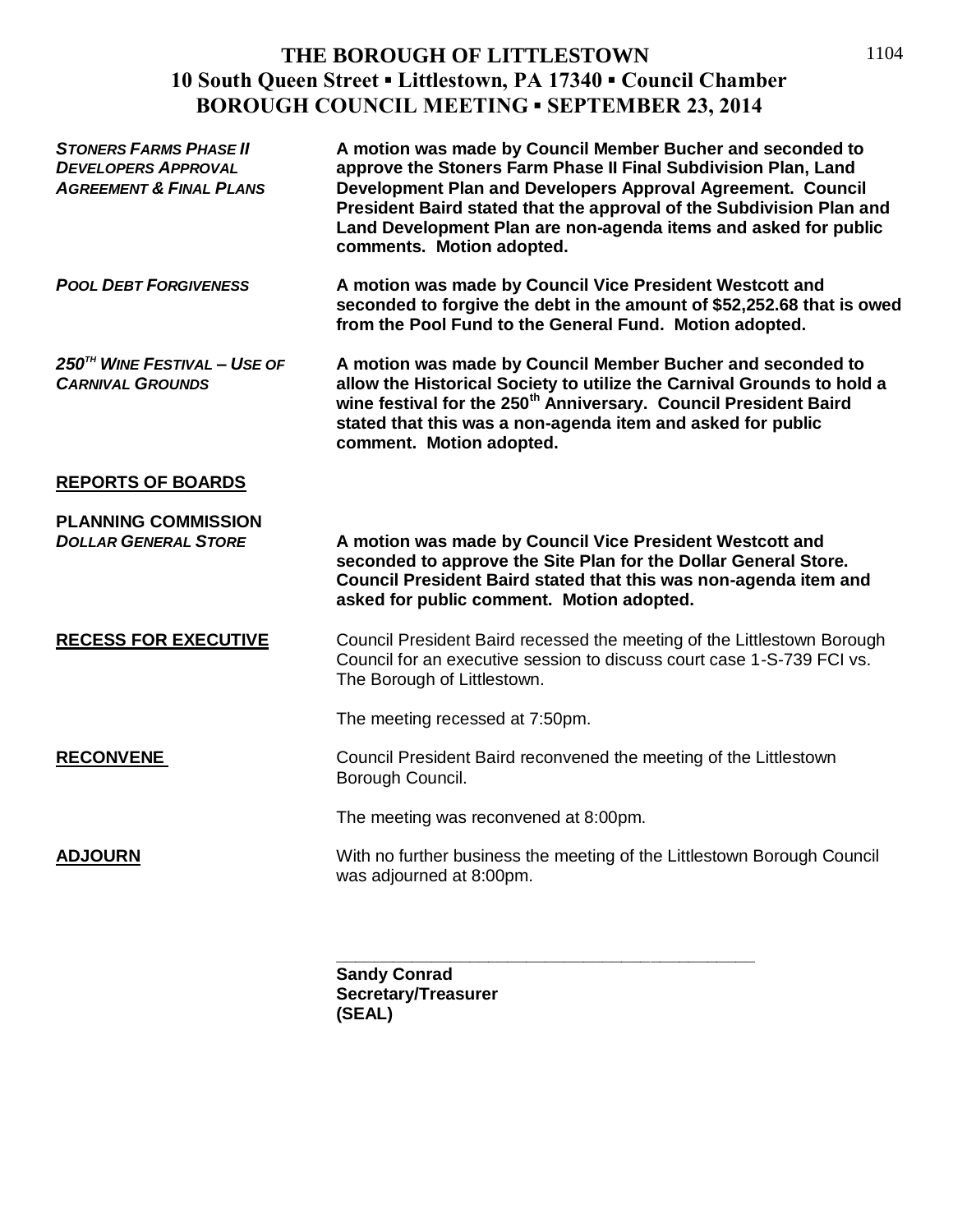# THE BOROUGH OF LITTLESTOWN
## 10 South Queen Street ▪ Littlestown, PA 17340 ▪ Council Chamber
## BOROUGH COUNCIL MEETING ▪ SEPTEMBER 23, 2014

***STONERS FARMS PHASE II DEVELOPERS APPROVAL AGREEMENT & FINAL PLANS***

**A motion was made by Council Member Bucher and seconded to approve the Stoners Farm Phase II Final Subdivision Plan, Land Development Plan and Developers Approval Agreement. Council President Baird stated that the approval of the Subdivision Plan and Land Development Plan are non-agenda items and asked for public comments. Motion adopted.**

***POOL DEBT FORGIVENESS***

**A motion was made by Council Vice President Westcott and seconded to forgive the debt in the amount of $52,252.68 that is owed from the Pool Fund to the General Fund. Motion adopted.**

***250TH WINE FESTIVAL – USE OF CARNIVAL GROUNDS***

**A motion was made by Council Member Bucher and seconded to allow the Historical Society to utilize the Carnival Grounds to hold a wine festival for the 250th Anniversary. Council President Baird stated that this was a non-agenda item and asked for public comment. Motion adopted.**

**REPORTS OF BOARDS**

**PLANNING COMMISSION**

***DOLLAR GENERAL STORE***

**A motion was made by Council Vice President Westcott and seconded to approve the Site Plan for the Dollar General Store. Council President Baird stated that this was non-agenda item and asked for public comment. Motion adopted.**

**RECESS FOR EXECUTIVE**

Council President Baird recessed the meeting of the Littlestown Borough Council for an executive session to discuss court case 1-S-739 FCI vs. The Borough of Littlestown.

The meeting recessed at 7:50pm.

**RECONVENE**

Council President Baird reconvened the meeting of the Littlestown Borough Council.

The meeting was reconvened at 8:00pm.

**ADJOURN**

With no further business the meeting of the Littlestown Borough Council was adjourned at 8:00pm.

\_\_\_\_\_\_\_\_\_\_\_\_\_\_\_\_\_\_\_\_\_\_\_\_\_\_\_\_\_\_\_\_\_\_\_\_\_\_\_\_

**Sandy Conrad**
**Secretary/Treasurer**
**(SEAL)**